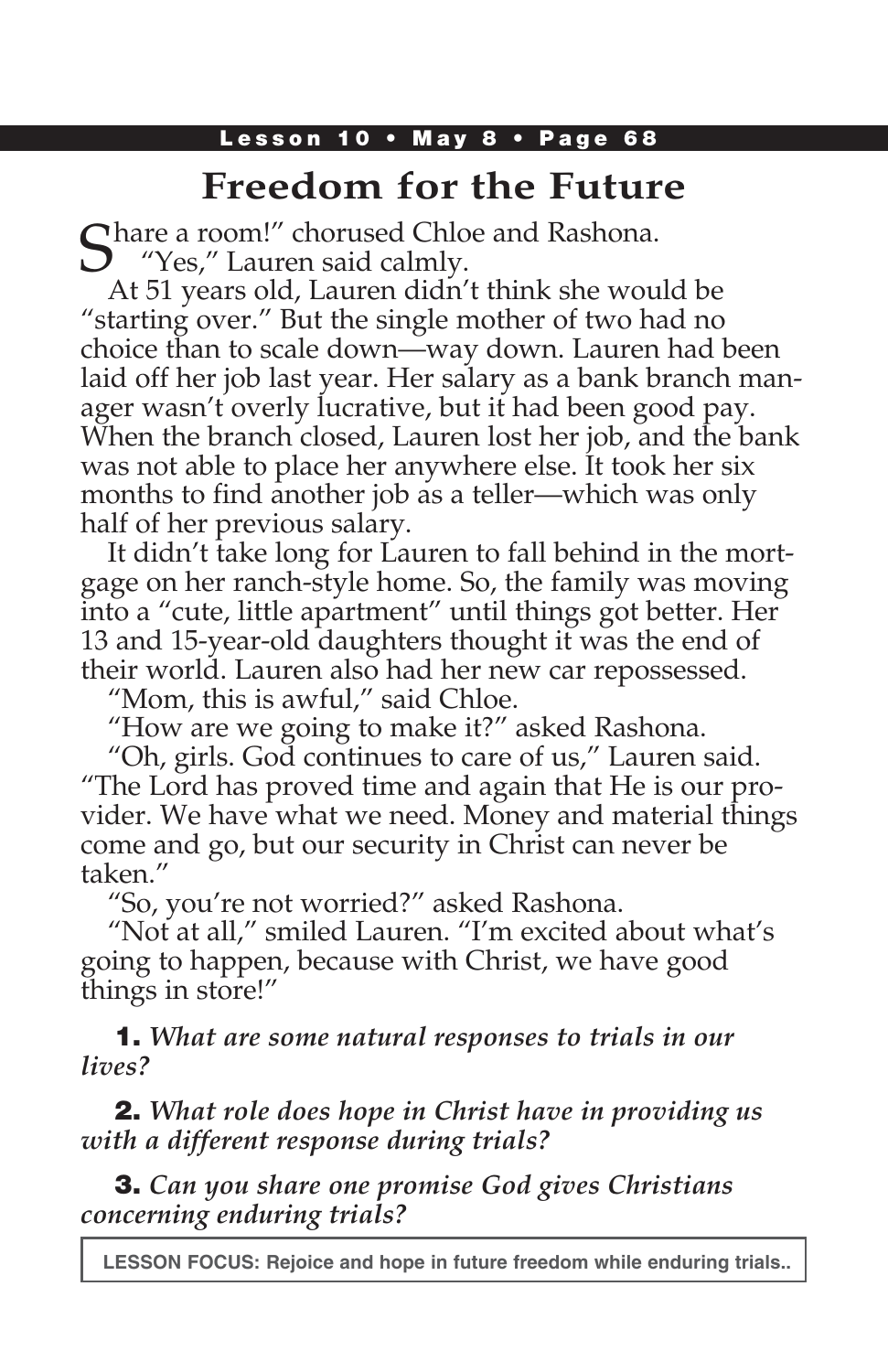# Freedom for the Future

"Share a room!" chorused Chloe and Rashona.

"Yes," Lauren said calmly.

At 51 years old, Lauren didn't think she would be "starting over." But the single mother of two had no choice than to scale down—way down. Lauren had been laid off her job last year. Her salary as a bank branch manager wasn't overly lucrative, but it had been good pay. When the branch closed, Lauren lost her job, and the bank was not able to place her anywhere else. It took her six months to find another job as a teller—which was only half of her previous salary.

It didn't take long for Lauren to fall behind in the mortgage on her ranch-style home. So, the family was moving into a "cute, little apartment" until things got better. Her 13 and 15-year-old daughters thought it was the end of their world. Lauren also had her new car repossessed.

"Mom, this is awful," said Chloe.

"How are we going to make it?" asked Rashona.

"Oh, girls. God continues to care of us," Lauren said. "The Lord has proved time and again that He is our provider. We have what we need. Money and material things come and go, but our security in Christ can never be taken."

"So, you're not worried?" asked Rashona.

"Not at all," smiled Lauren. "I'm excited about what's going to happen, because with Christ, we have good things in store!"

**1.** *What are some natural responses to trials in our lives?*

**2.** *What role does hope in Christ have in providing us with a different response during trials?*

**3.** *Can you share one promise God gives Christians concerning enduring trials?*

**LESSON FOCUS: Rejoice and hope in future freedom while enduring trials..**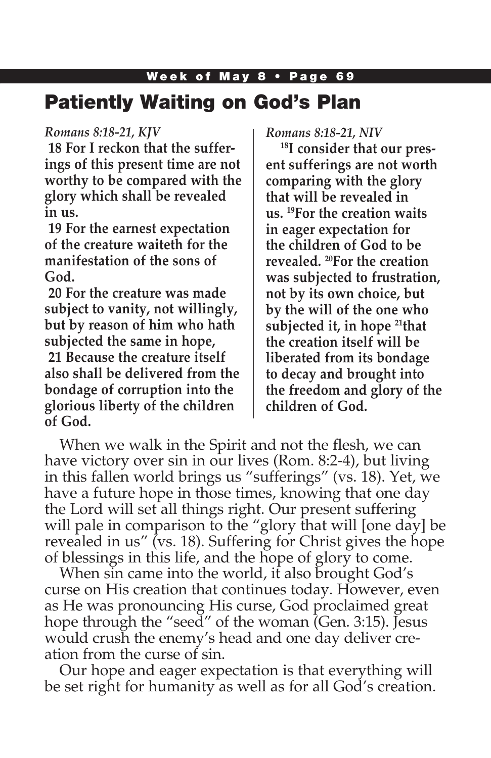# Patiently Waiting on God's Plan

*Romans 8:18-21, KJV*

**18 For I reckon that the sufferings of this present time are not worthy to be compared with the glory which shall be revealed in us.**

**19 For the earnest expectation of the creature waiteth for the manifestation of the sons of God.**

**20 For the creature was made subject to vanity, not willingly, but by reason of him who hath subjected the same in hope,**

**21 Because the creature itself also shall be delivered from the bondage of corruption into the glorious liberty of the children of God.**

*Romans 8:18-21, NIV*

**[18]I consider that our present sufferings are not worth comparing with the glory that will be revealed in us. [19]For the creation waits in eager expectation for the children of God to be revealed. [20]For the creation was subjected to frustration, not by its own choice, but by the will of the one who subjected it, in hope [21]that the creation itself will be liberated from its bondage to decay and brought into the freedom and glory of the children of God.**

When we walk in the Spirit and not the flesh, we can have victory over sin in our lives (Rom. 8:2-4), but living in this fallen world brings us "sufferings" (vs. 18). Yet, we have a future hope in those times, knowing that one day the Lord will set all things right. Our present suffering will pale in comparison to the "glory that will [one day] be revealed in us" (vs. 18). Suffering for Christ gives the hope of blessings in this life, and the hope of glory to come.

When sin came into the world, it also brought God's curse on His creation that continues today. However, even as He was pronouncing His curse, God proclaimed great hope through the "seed" of the woman (Gen. 3:15). Jesus would crush the enemy's head and one day deliver creation from the curse of sin.

Our hope and eager expectation is that everything will be set right for humanity as well as for all God's creation.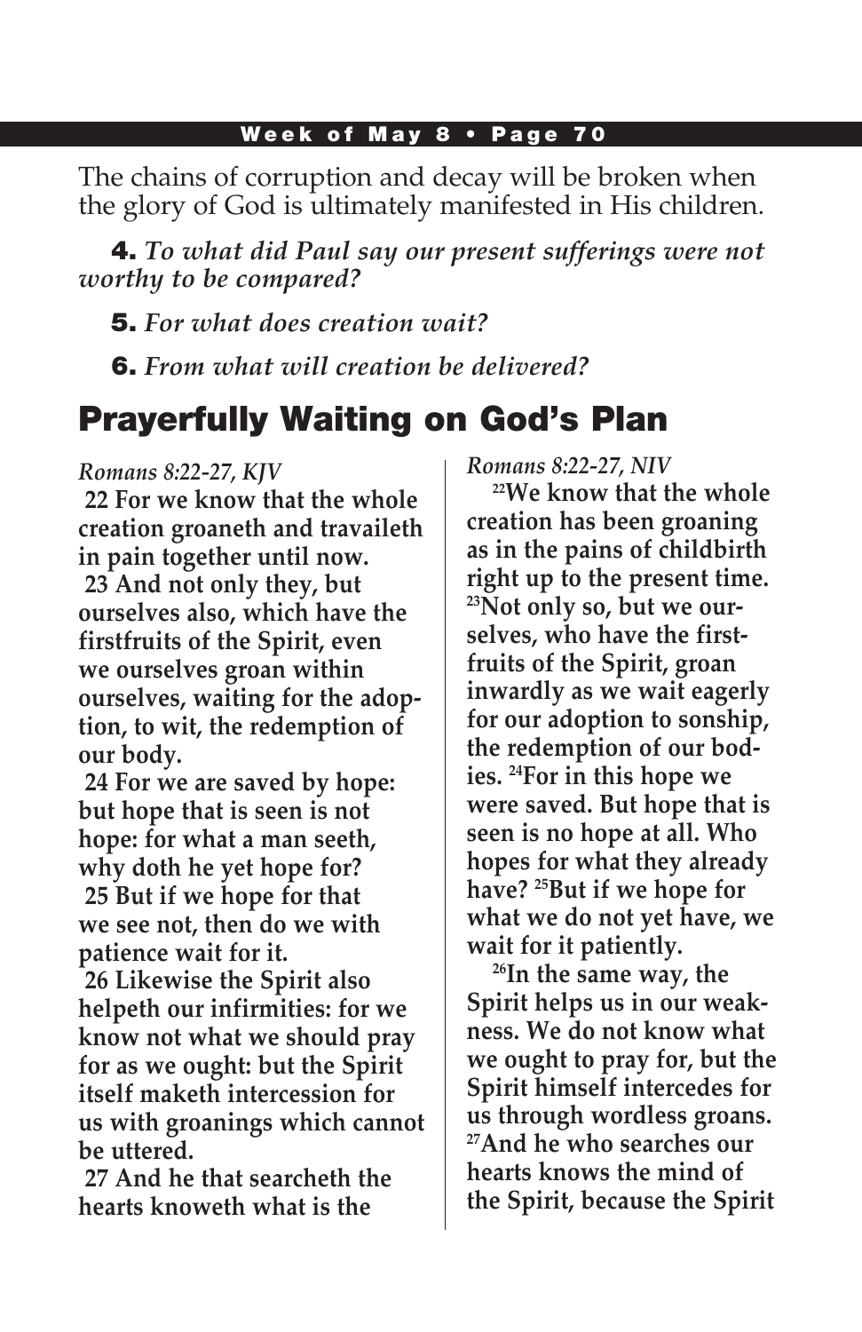The chains of corruption and decay will be broken when the glory of God is ultimately manifested in His children.

**4.** *To what did Paul say our present sufferings were not worthy to be compared?*

**5.** *For what does creation wait?*

**6.** *From what will creation be delivered?*

## Prayerfully Waiting on God's Plan

*Romans 8:22-27, KJV*

**22 For we know that the whole creation groaneth and travaileth in pain together until now.**

**23 And not only they, but ourselves also, which have the firstfruits of the Spirit, even we ourselves groan within ourselves, waiting for the adoption, to wit, the redemption of our body.**

**24 For we are saved by hope: but hope that is seen is not hope: for what a man seeth, why doth he yet hope for?**

**25 But if we hope for that we see not, then do we with patience wait for it.**

**26 Likewise the Spirit also helpeth our infirmities: for we know not what we should pray for as we ought: but the Spirit itself maketh intercession for us with groanings which cannot be uttered.**

**27 And he that searcheth the hearts knoweth what is the**

*Romans 8:22-27, NIV*

**22We know that the whole creation has been groaning as in the pains of childbirth right up to the present time. 23Not only so, but we ourselves, who have the firstfruits of the Spirit, groan inwardly as we wait eagerly for our adoption to sonship, the redemption of our bodies. 24For in this hope we were saved. But hope that is seen is no hope at all. Who hopes for what they already have? 25But if we hope for what we do not yet have, we wait for it patiently.**

**26In the same way, the Spirit helps us in our weakness. We do not know what we ought to pray for, but the Spirit himself intercedes for us through wordless groans. 27And he who searches our hearts knows the mind of the Spirit, because the Spirit**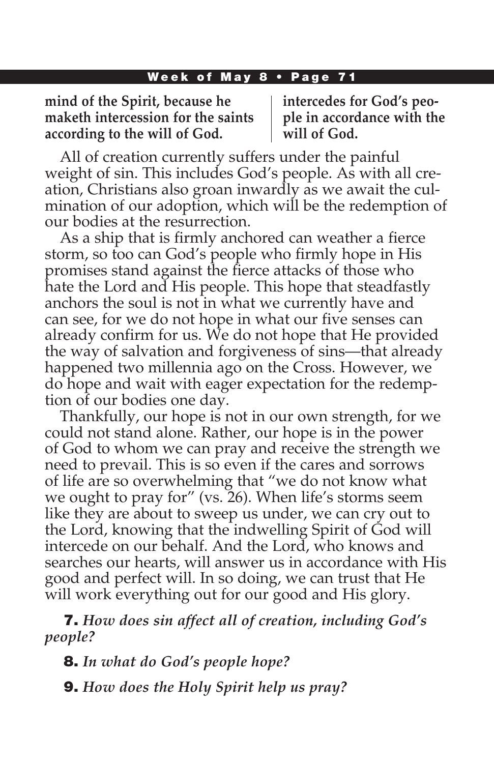| | |
|---|---|
| **mind of the Spirit, because he maketh intercession for the saints according to the will of God.** | **intercedes for God's people in accordance with the will of God.** |

All of creation currently suffers under the painful weight of sin. This includes God's people. As with all creation, Christians also groan inwardly as we await the culmination of our adoption, which will be the redemption of our bodies at the resurrection.

As a ship that is firmly anchored can weather a fierce storm, so too can God's people who firmly hope in His promises stand against the fierce attacks of those who hate the Lord and His people. This hope that steadfastly anchors the soul is not in what we currently have and can see, for we do not hope in what our five senses can already confirm for us. We do not hope that He provided the way of salvation and forgiveness of sins—that already happened two millennia ago on the Cross. However, we do hope and wait with eager expectation for the redemption of our bodies one day.

Thankfully, our hope is not in our own strength, for we could not stand alone. Rather, our hope is in the power of God to whom we can pray and receive the strength we need to prevail. This is so even if the cares and sorrows of life are so overwhelming that "we do not know what we ought to pray for" (vs. 26). When life's storms seem like they are about to sweep us under, we can cry out to the Lord, knowing that the indwelling Spirit of God will intercede on our behalf. And the Lord, who knows and searches our hearts, will answer us in accordance with His good and perfect will. In so doing, we can trust that He will work everything out for our good and His glory.

**7.** *How does sin affect all of creation, including God's people?*

**8.** *In what do God's people hope?*

**9.** *How does the Holy Spirit help us pray?*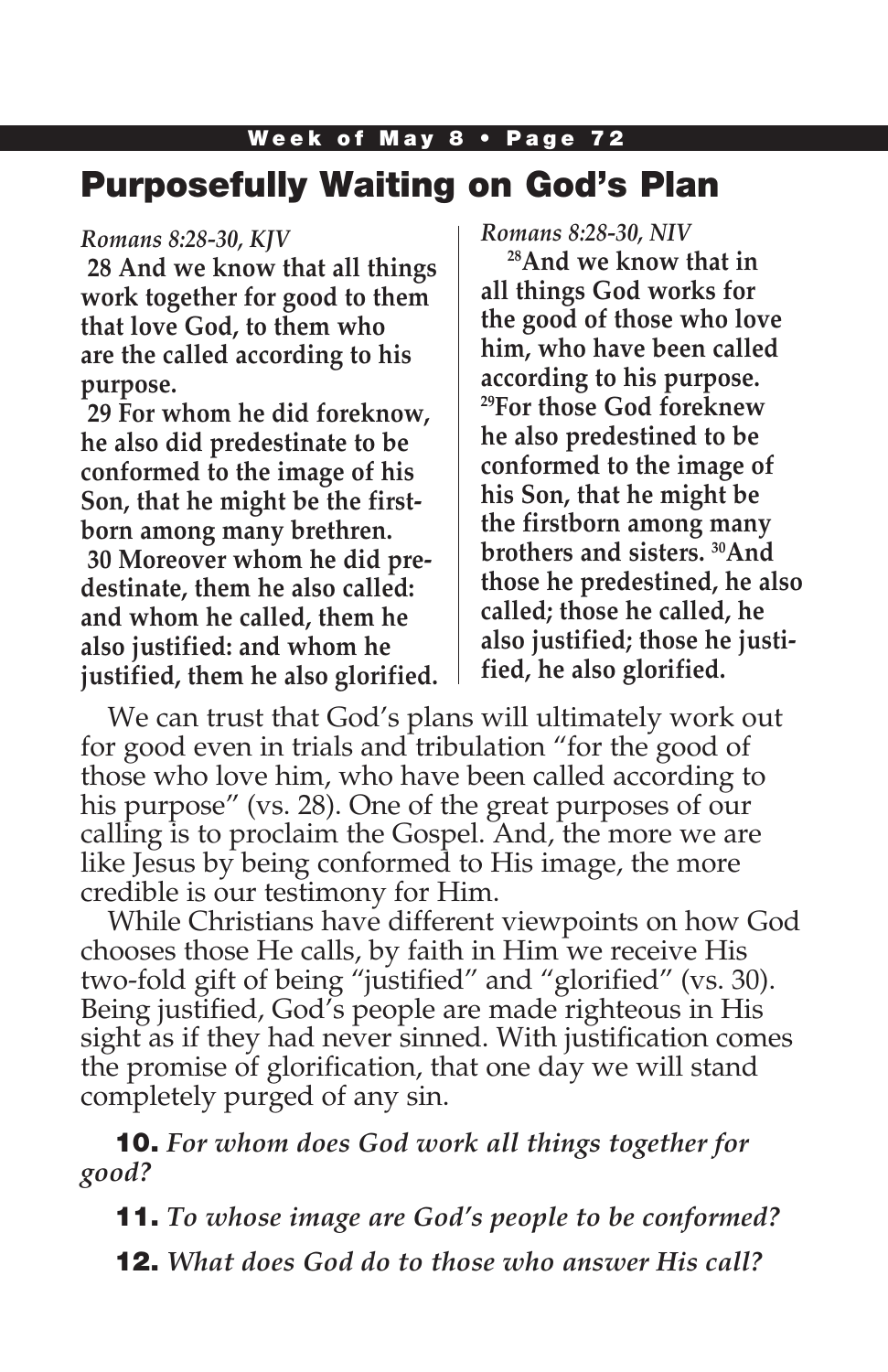# Purposefully Waiting on God's Plan

*Romans 8:28-30, KJV*

**28 And we know that all things work together for good to them that love God, to them who are the called according to his purpose.**

**29 For whom he did foreknow, he also did predestinate to be conformed to the image of his Son, that he might be the firstborn among many brethren.**

**30 Moreover whom he did predestinate, them he also called: and whom he called, them he also justified: and whom he justified, them he also glorified.**

*Romans 8:28-30, NIV*

**[28]And we know that in all things God works for the good of those who love him, who have been called according to his purpose. [29]For those God foreknew he also predestined to be conformed to the image of his Son, that he might be the firstborn among many brothers and sisters. [30]And those he predestined, he also called; those he called, he also justified; those he justified, he also glorified.**

We can trust that God's plans will ultimately work out for good even in trials and tribulation "for the good of those who love him, who have been called according to his purpose" (vs. 28). One of the great purposes of our calling is to proclaim the Gospel. And, the more we are like Jesus by being conformed to His image, the more credible is our testimony for Him.

While Christians have different viewpoints on how God chooses those He calls, by faith in Him we receive His two-fold gift of being "justified" and "glorified" (vs. 30). Being justified, God's people are made righteous in His sight as if they had never sinned. With justification comes the promise of glorification, that one day we will stand completely purged of any sin.

**10.** *For whom does God work all things together for good?*

**11.** *To whose image are God's people to be conformed?*

**12.** *What does God do to those who answer His call?*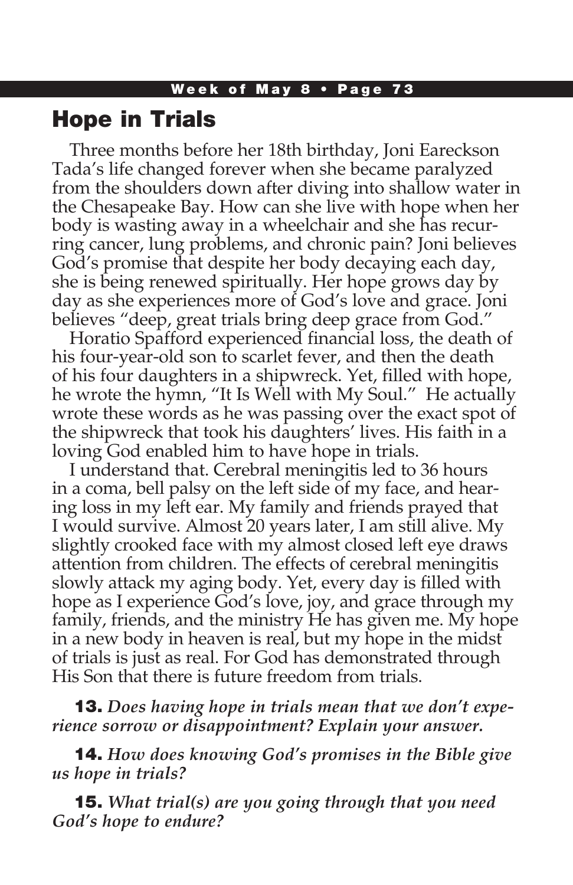## Hope in Trials

Three months before her 18th birthday, Joni Eareckson Tada's life changed forever when she became paralyzed from the shoulders down after diving into shallow water in the Chesapeake Bay. How can she live with hope when her body is wasting away in a wheelchair and she has recurring cancer, lung problems, and chronic pain? Joni believes God's promise that despite her body decaying each day, she is being renewed spiritually. Her hope grows day by day as she experiences more of God's love and grace. Joni believes "deep, great trials bring deep grace from God."

Horatio Spafford experienced financial loss, the death of his four-year-old son to scarlet fever, and then the death of his four daughters in a shipwreck. Yet, filled with hope, he wrote the hymn, "It Is Well with My Soul." He actually wrote these words as he was passing over the exact spot of the shipwreck that took his daughters' lives. His faith in a loving God enabled him to have hope in trials.

I understand that. Cerebral meningitis led to 36 hours in a coma, bell palsy on the left side of my face, and hearing loss in my left ear. My family and friends prayed that I would survive. Almost 20 years later, I am still alive. My slightly crooked face with my almost closed left eye draws attention from children. The effects of cerebral meningitis slowly attack my aging body. Yet, every day is filled with hope as I experience God's love, joy, and grace through my family, friends, and the ministry He has given me. My hope in a new body in heaven is real, but my hope in the midst of trials is just as real. For God has demonstrated through His Son that there is future freedom from trials.

**13.** ***Does having hope in trials mean that we don't experience sorrow or disappointment? Explain your answer.***

**14.** ***How does knowing God's promises in the Bible give us hope in trials?***

**15.** ***What trial(s) are you going through that you need God's hope to endure?***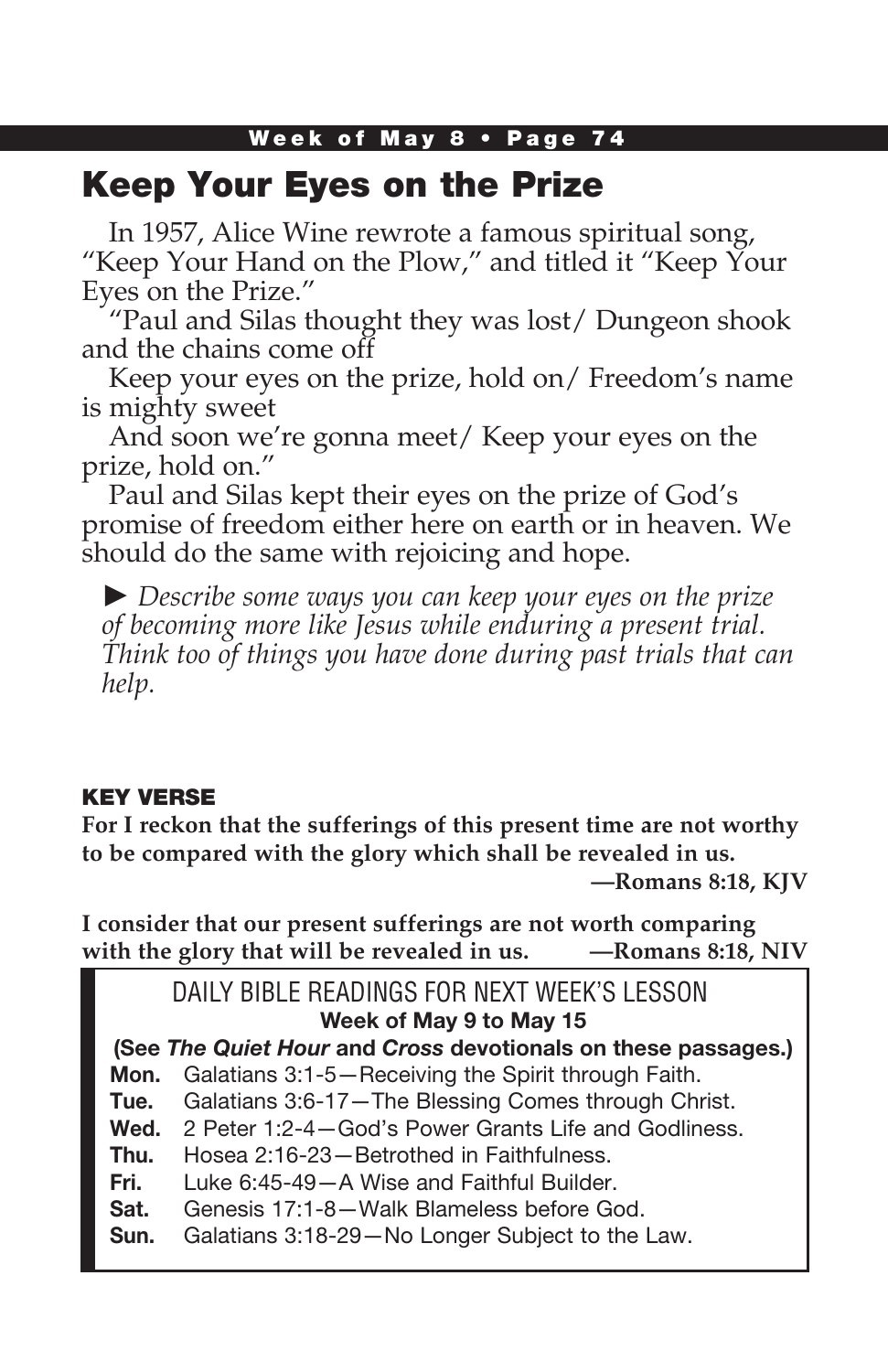# Keep Your Eyes on the Prize

In 1957, Alice Wine rewrote a famous spiritual song, "Keep Your Hand on the Plow," and titled it "Keep Your Eyes on the Prize."

"Paul and Silas thought they was lost/ Dungeon shook and the chains come off

Keep your eyes on the prize, hold on/ Freedom's name is mighty sweet

And soon we're gonna meet/ Keep your eyes on the prize, hold on."

Paul and Silas kept their eyes on the prize of God's promise of freedom either here on earth or in heaven. We should do the same with rejoicing and hope.

► *Describe some ways you can keep your eyes on the prize of becoming more like Jesus while enduring a present trial. Think too of things you have done during past trials that can help.*

### KEY VERSE

**For I reckon that the sufferings of this present time are not worthy to be compared with the glory which shall be revealed in us.**
**—Romans 8:18, KJV**

**I consider that our present sufferings are not worth comparing with the glory that will be revealed in us. —Romans 8:18, NIV**

## DAILY BIBLE READINGS FOR NEXT WEEK'S LESSON

**Week of May 9 to May 15**

**(See *The Quiet Hour* and *Cross* devotionals on these passages.)**

**Mon.** Galatians 3:1-5—Receiving the Spirit through Faith.
**Tue.** Galatians 3:6-17—The Blessing Comes through Christ.
**Wed.** 2 Peter 1:2-4—God's Power Grants Life and Godliness.
**Thu.** Hosea 2:16-23—Betrothed in Faithfulness.
**Fri.** Luke 6:45-49—A Wise and Faithful Builder.
**Sat.** Genesis 17:1-8—Walk Blameless before God.
**Sun.** Galatians 3:18-29—No Longer Subject to the Law.